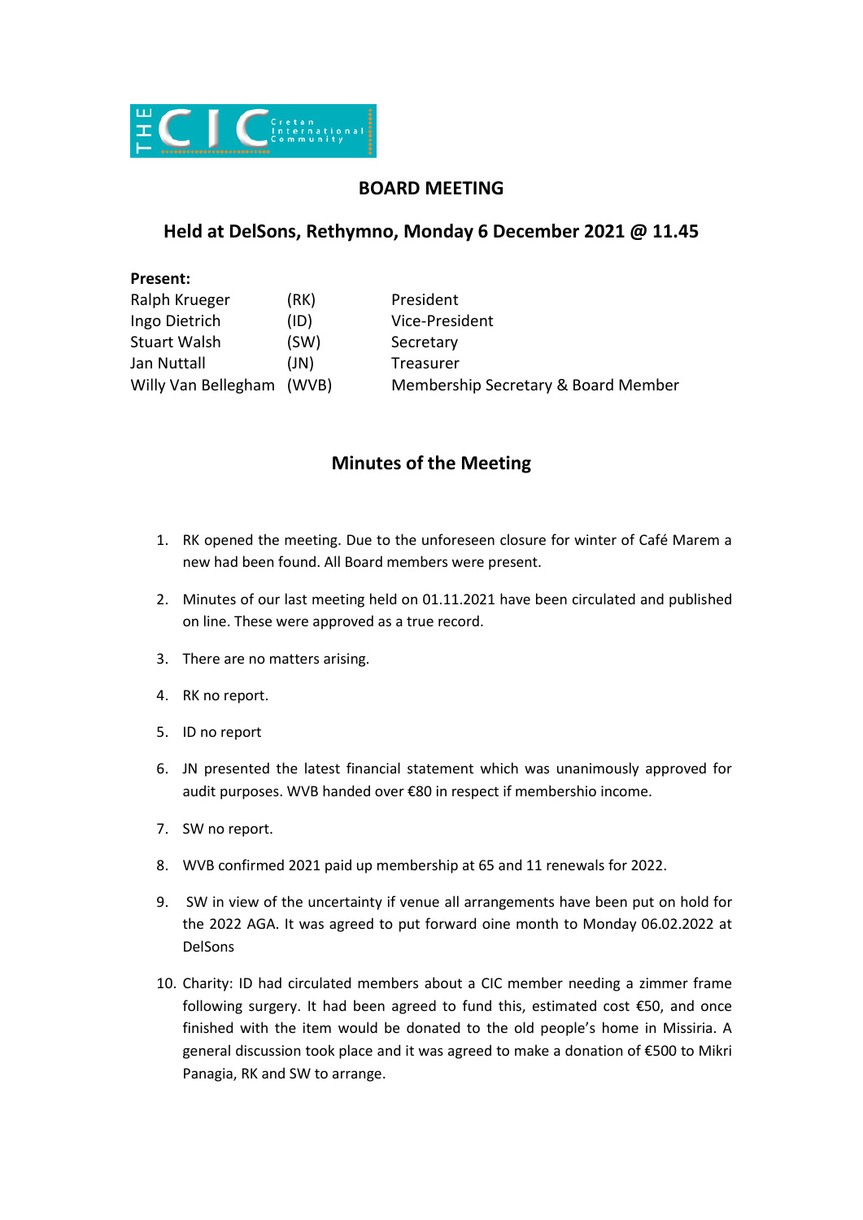# BOARD MEETING

## Held at DelSons, Rethymno, Monday 6 December 2021 @ 11.45

**Present:**

| | | |
|---|---|---|
| Ralph Krueger | (RK) | President |
| Ingo Dietrich | (ID) | Vice-President |
| Stuart Walsh | (SW) | Secretary |
| Jan Nuttall | (JN) | Treasurer |
| Willy Van Bellegham | (WVB) | Membership Secretary & Board Member |

## Minutes of the Meeting

1. RK opened the meeting. Due to the unforeseen closure for winter of Café Marem a new had been found. All Board members were present.

2. Minutes of our last meeting held on 01.11.2021 have been circulated and published on line. These were approved as a true record.

3. There are no matters arising.

4. RK no report.

5. ID no report

6. JN presented the latest financial statement which was unanimously approved for audit purposes. WVB handed over €80 in respect if membershio income.

7. SW no report.

8. WVB confirmed 2021 paid up membership at 65 and 11 renewals for 2022.

9. SW in view of the uncertainty if venue all arrangements have been put on hold for the 2022 AGA. It was agreed to put forward oine month to Monday 06.02.2022 at DelSons

10. Charity: ID had circulated members about a CIC member needing a zimmer frame following surgery. It had been agreed to fund this, estimated cost €50, and once finished with the item would be donated to the old people's home in Missiria. A general discussion took place and it was agreed to make a donation of €500 to Mikri Panagia, RK and SW to arrange.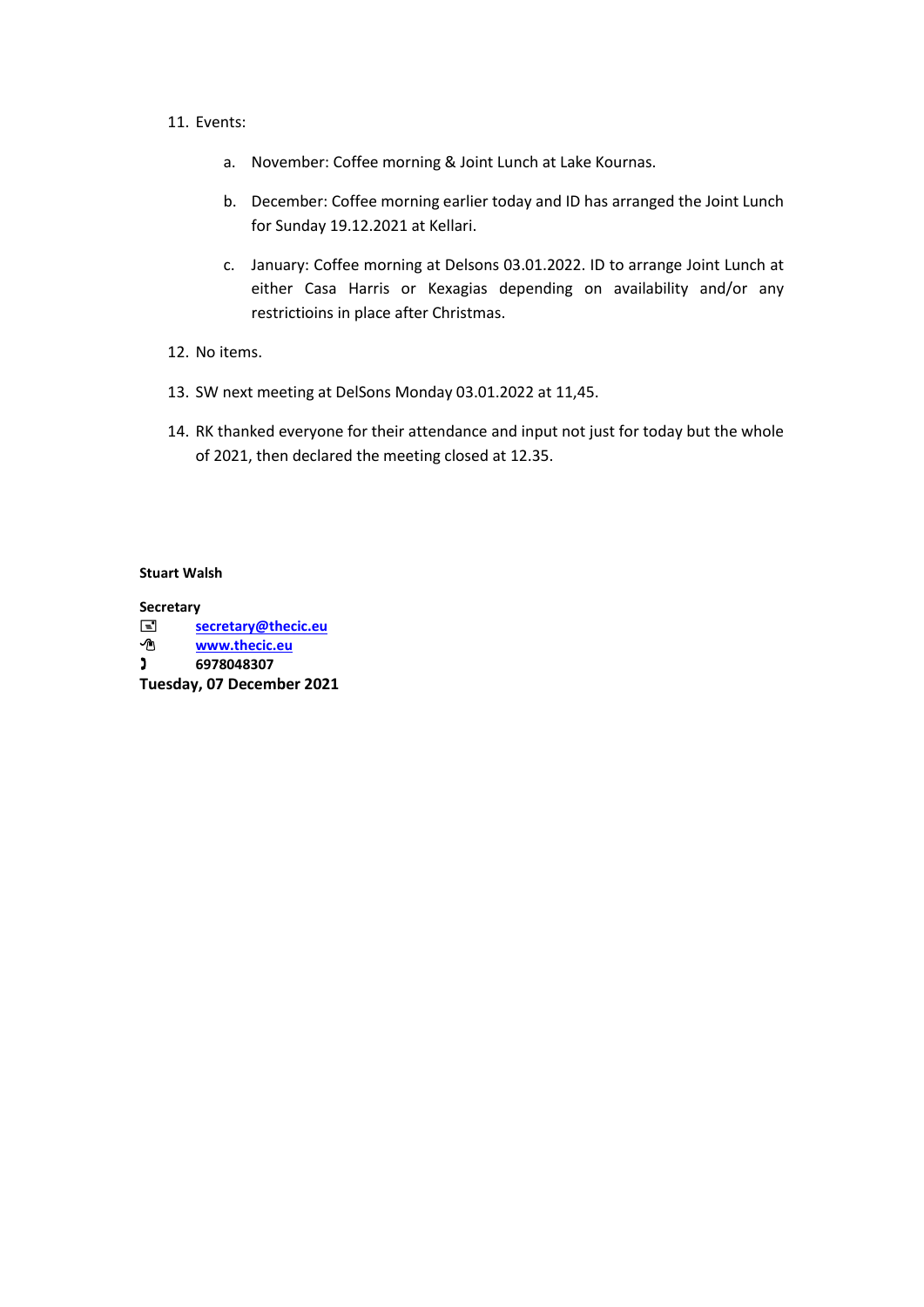11. Events:

    a. November: Coffee morning & Joint Lunch at Lake Kournas.

    b. December: Coffee morning earlier today and ID has arranged the Joint Lunch for Sunday 19.12.2021 at Kellari.

    c. January: Coffee morning at Delsons 03.01.2022. ID to arrange Joint Lunch at either Casa Harris or Kexagias depending on availability and/or any restrictioins in place after Christmas.

12. No items.

13. SW next meeting at DelSons Monday 03.01.2022 at 11,45.

14. RK thanked everyone for their attendance and input not just for today but the whole of 2021, then declared the meeting closed at 12.35.

**Stuart Walsh**

**Secretary**

**secretary@thecic.eu**
**www.thecic.eu**
**6978048307**
**Tuesday, 07 December 2021**